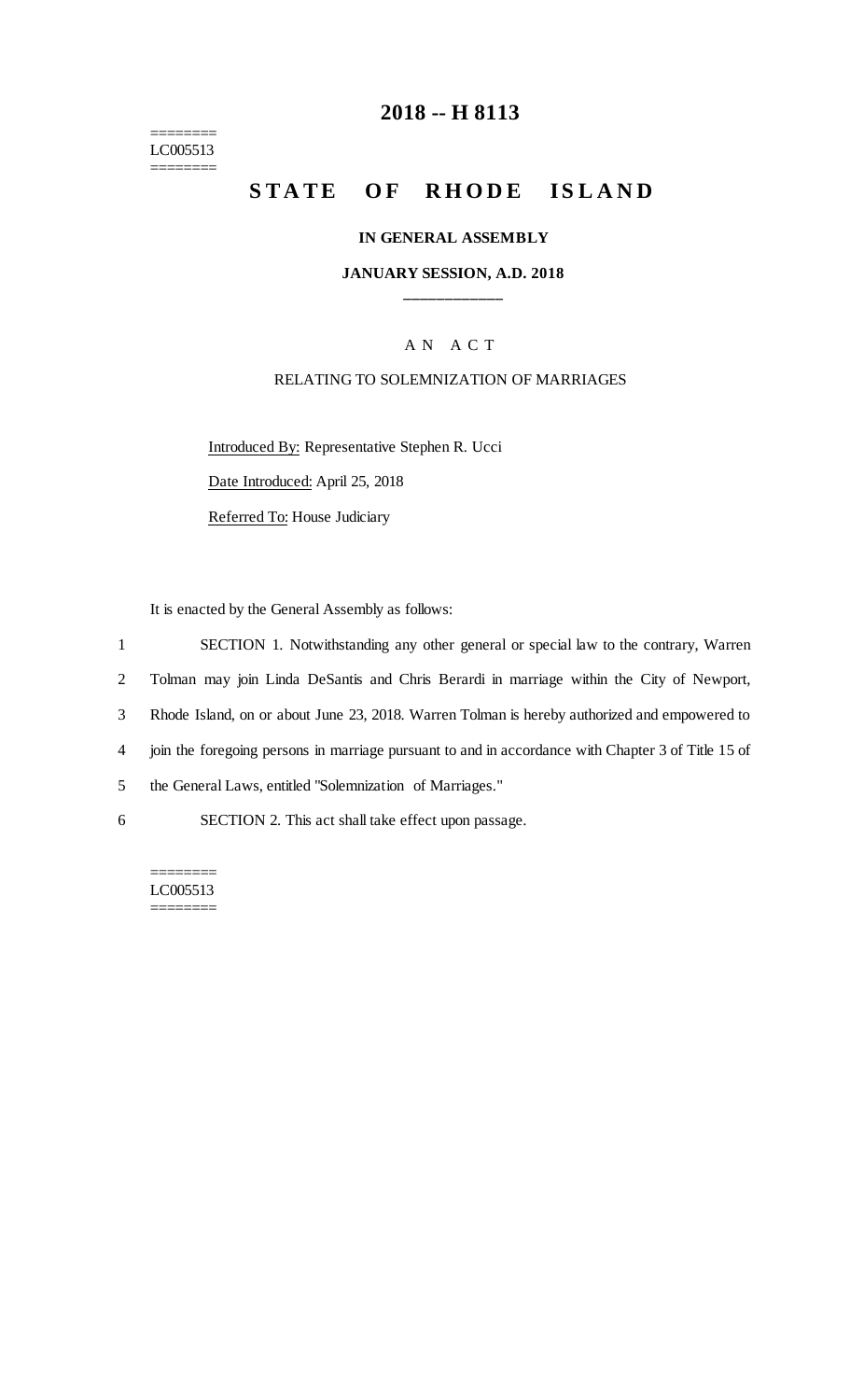# 2018 -- H 8113

========
LC005513
========

## STATE OF RHODE ISLAND

### IN GENERAL ASSEMBLY

### JANUARY SESSION, A.D. 2018

A N A C T

RELATING TO SOLEMNIZATION OF MARRIAGES

Introduced By: Representative Stephen R. Ucci

Date Introduced: April 25, 2018

Referred To: House Judiciary

It is enacted by the General Assembly as follows:

1 SECTION 1. Notwithstanding any other general or special law to the contrary, Warren
2 Tolman may join Linda DeSantis and Chris Berardi in marriage within the City of Newport,
3 Rhode Island, on or about June 23, 2018. Warren Tolman is hereby authorized and empowered to
4 join the foregoing persons in marriage pursuant to and in accordance with Chapter 3 of Title 15 of
5 the General Laws, entitled "Solemnization of Marriages."

6 SECTION 2. This act shall take effect upon passage.

========
LC005513
========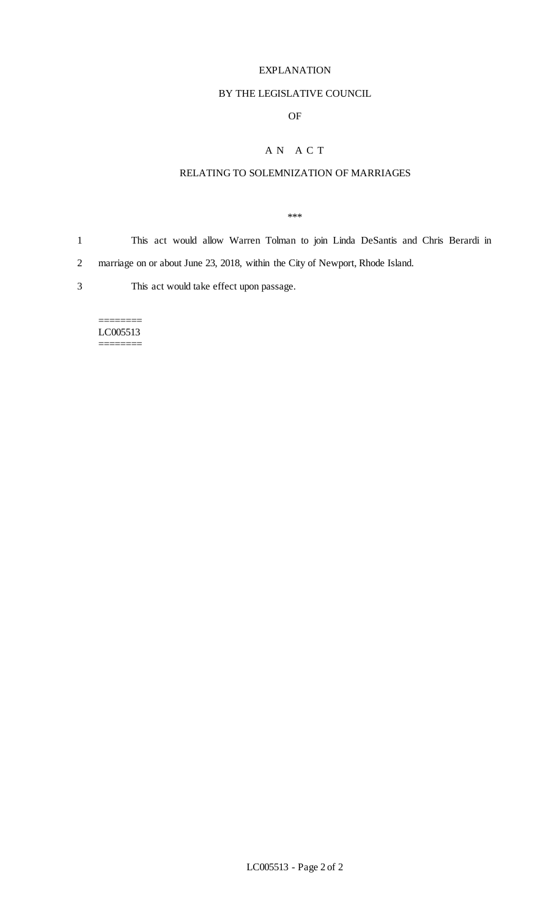EXPLANATION

BY THE LEGISLATIVE COUNCIL

OF

A N A C T

RELATING TO SOLEMNIZATION OF MARRIAGES

\*\*\*

This act would allow Warren Tolman to join Linda DeSantis and Chris Berardi in marriage on or about June 23, 2018, within the City of Newport, Rhode Island.

This act would take effect upon passage.

========
LC005513
========